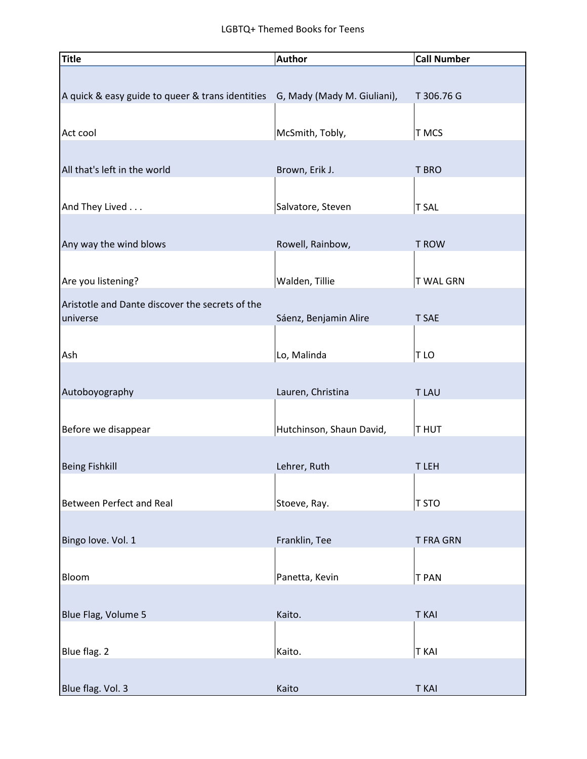LGBTQ+ Themed Books for Teens

| Title | Author | Call Number |
|---|---|---|
| A quick & easy guide to queer & trans identities | G, Mady (Mady M. Giuliani), | T 306.76 G |
| Act cool | McSmith, Tobly, | T MCS |
| All that's left in the world | Brown, Erik J. | T BRO |
| And They Lived . . . | Salvatore, Steven | T SAL |
| Any way the wind blows | Rowell, Rainbow, | T ROW |
| Are you listening? | Walden, Tillie | T WAL GRN |
| Aristotle and Dante discover the secrets of the universe | Sáenz, Benjamin Alire | T SAE |
| Ash | Lo, Malinda | T LO |
| Autoboyography | Lauren, Christina | T LAU |
| Before we disappear | Hutchinson, Shaun David, | T HUT |
| Being Fishkill | Lehrer, Ruth | T LEH |
| Between Perfect and Real | Stoeve, Ray. | T STO |
| Bingo love. Vol. 1 | Franklin, Tee | T FRA GRN |
| Bloom | Panetta, Kevin | T PAN |
| Blue Flag, Volume 5 | Kaito. | T KAI |
| Blue flag. 2 | Kaito. | T KAI |
| Blue flag. Vol. 3 | Kaito | T KAI |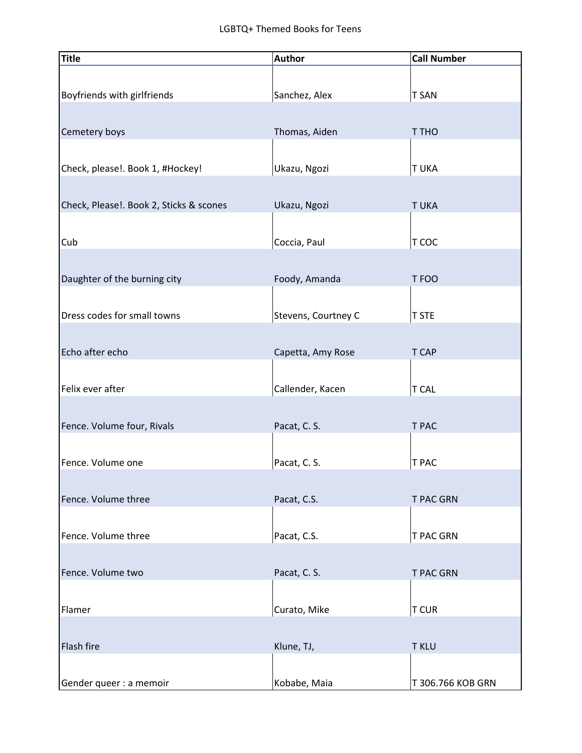LGBTQ+ Themed Books for Teens

| Title | Author | Call Number |
| --- | --- | --- |
| Boyfriends with girlfriends | Sanchez, Alex | T SAN |
| Cemetery boys | Thomas, Aiden | T THO |
| Check, please!. Book 1, #Hockey! | Ukazu, Ngozi | T UKA |
| Check, Please!. Book 2, Sticks & scones | Ukazu, Ngozi | T UKA |
| Cub | Coccia, Paul | T COC |
| Daughter of the burning city | Foody, Amanda | T FOO |
| Dress codes for small towns | Stevens, Courtney C | T STE |
| Echo after echo | Capetta, Amy Rose | T CAP |
| Felix ever after | Callender, Kacen | T CAL |
| Fence. Volume four, Rivals | Pacat, C. S. | T PAC |
| Fence. Volume one | Pacat, C. S. | T PAC |
| Fence. Volume three | Pacat, C.S. | T PAC GRN |
| Fence. Volume three | Pacat, C.S. | T PAC GRN |
| Fence. Volume two | Pacat, C. S. | T PAC GRN |
| Flamer | Curato, Mike | T CUR |
| Flash fire | Klune, TJ, | T KLU |
| Gender queer : a memoir | Kobabe, Maia | T 306.766 KOB GRN |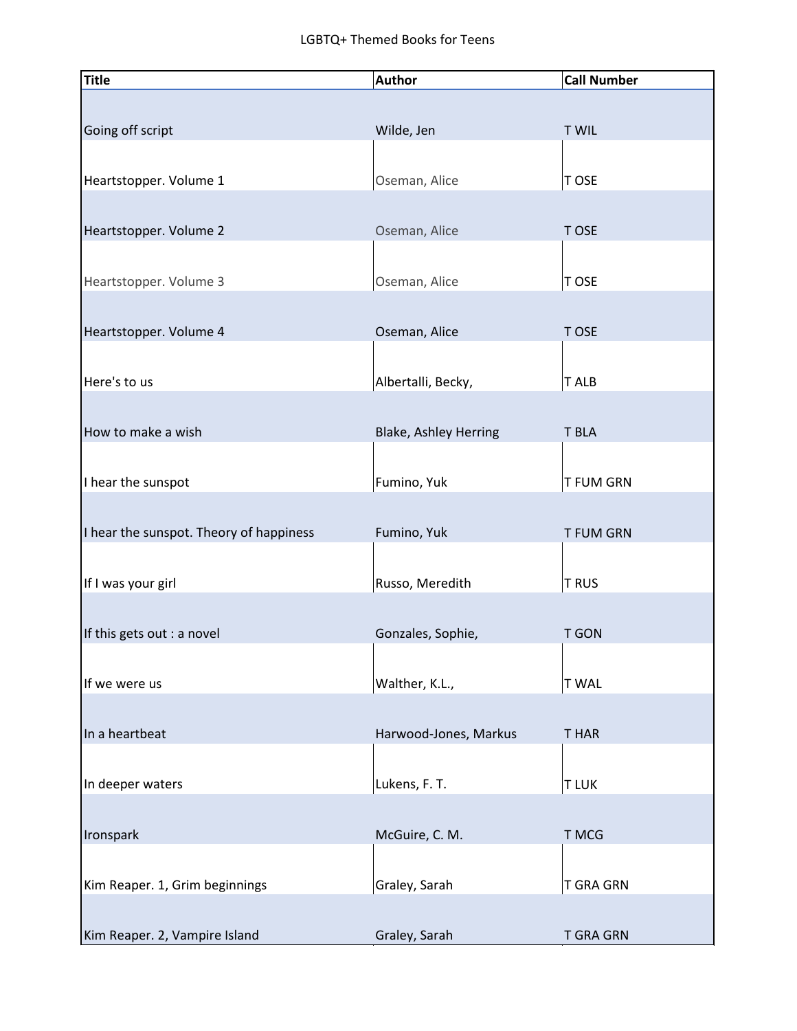LGBTQ+ Themed Books for Teens

| Title | Author | Call Number |
|---|---|---|
| Going off script | Wilde, Jen | T WIL |
| Heartstopper. Volume 1 | Oseman, Alice | T OSE |
| Heartstopper. Volume 2 | Oseman, Alice | T OSE |
| Heartstopper. Volume 3 | Oseman, Alice | T OSE |
| Heartstopper. Volume 4 | Oseman, Alice | T OSE |
| Here's to us | Albertalli, Becky, | T ALB |
| How to make a wish | Blake, Ashley Herring | T BLA |
| I hear the sunspot | Fumino, Yuk | T FUM GRN |
| I hear the sunspot. Theory of happiness | Fumino, Yuk | T FUM GRN |
| If I was your girl | Russo, Meredith | T RUS |
| If this gets out : a novel | Gonzales, Sophie, | T GON |
| If we were us | Walther, K.L., | T WAL |
| In a heartbeat | Harwood-Jones, Markus | T HAR |
| In deeper waters | Lukens, F. T. | T LUK |
| Ironspark | McGuire, C. M. | T MCG |
| Kim Reaper. 1, Grim beginnings | Graley, Sarah | T GRA GRN |
| Kim Reaper. 2, Vampire Island | Graley, Sarah | T GRA GRN |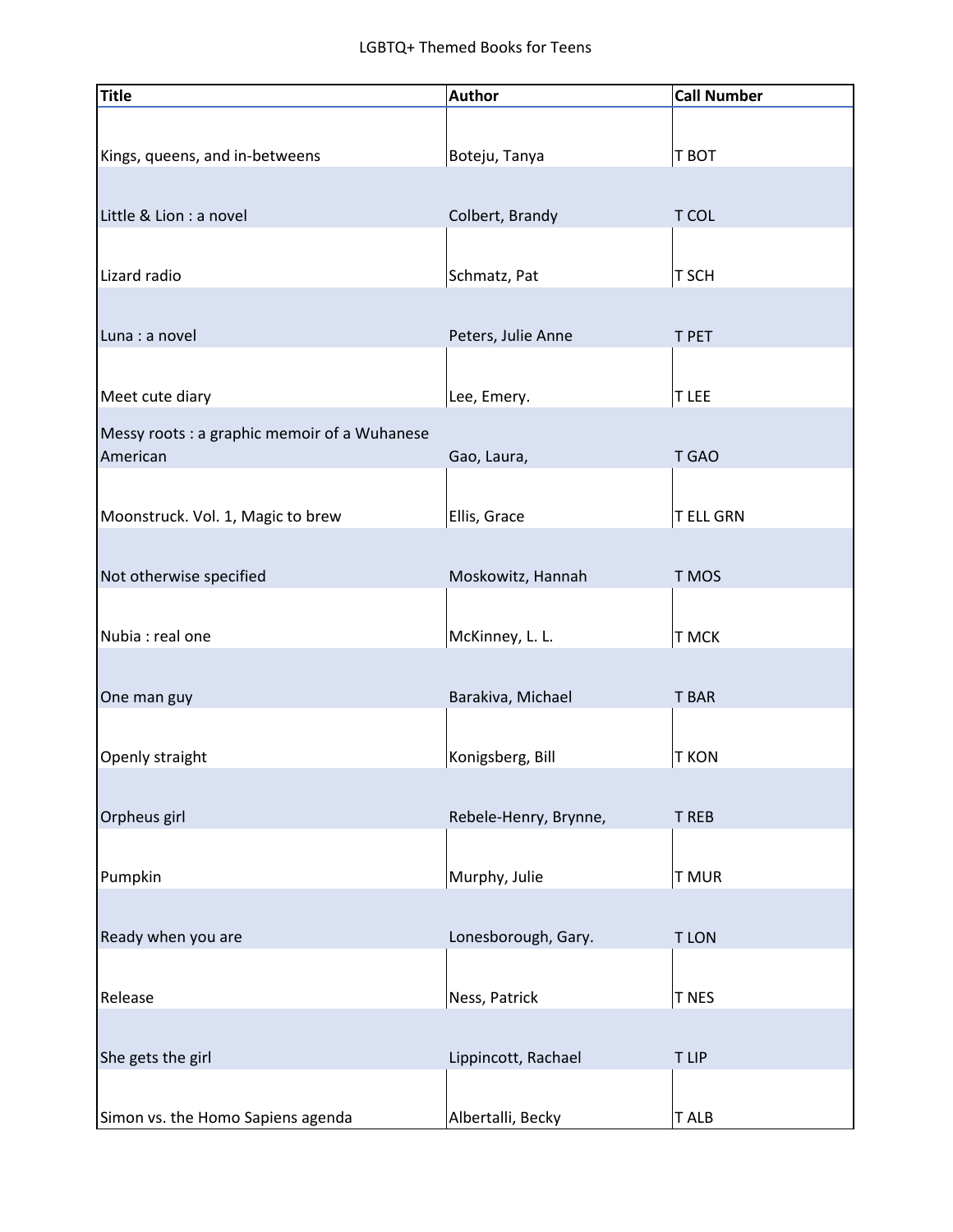LGBTQ+ Themed Books for Teens

| Title | Author | Call Number |
| --- | --- | --- |
| Kings, queens, and in-betweens | Boteju, Tanya | T BOT |
| Little & Lion : a novel | Colbert, Brandy | T COL |
| Lizard radio | Schmatz, Pat | T SCH |
| Luna : a novel | Peters, Julie Anne | T PET |
| Meet cute diary | Lee, Emery. | T LEE |
| Messy roots : a graphic memoir of a Wuhanese American | Gao, Laura, | T GAO |
| Moonstruck. Vol. 1, Magic to brew | Ellis, Grace | T ELL GRN |
| Not otherwise specified | Moskowitz, Hannah | T MOS |
| Nubia : real one | McKinney, L. L. | T MCK |
| One man guy | Barakiva, Michael | T BAR |
| Openly straight | Konigsberg, Bill | T KON |
| Orpheus girl | Rebele-Henry, Brynne, | T REB |
| Pumpkin | Murphy, Julie | T MUR |
| Ready when you are | Lonesborough, Gary. | T LON |
| Release | Ness, Patrick | T NES |
| She gets the girl | Lippincott, Rachael | T LIP |
| Simon vs. the Homo Sapiens agenda | Albertalli, Becky | T ALB |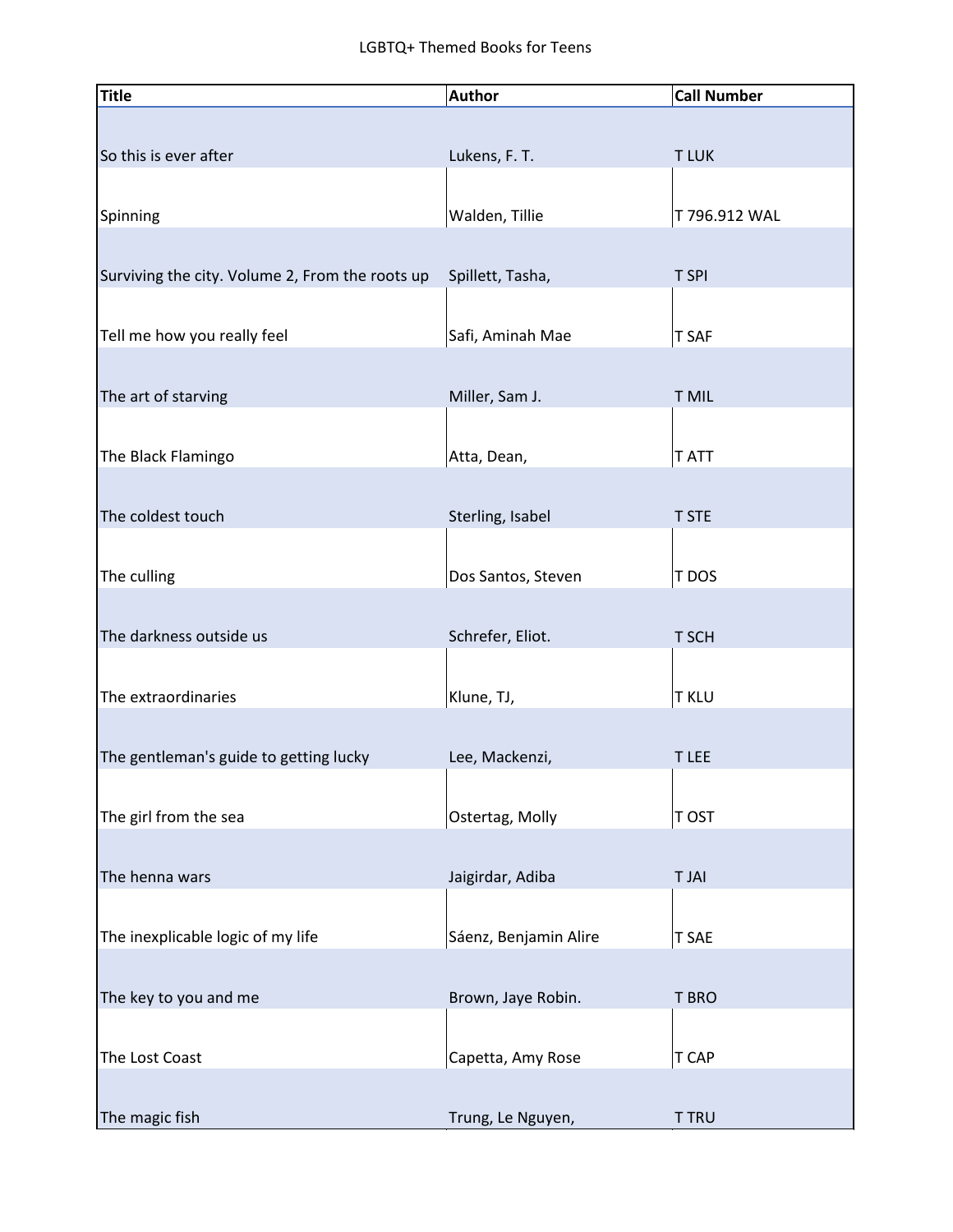LGBTQ+ Themed Books for Teens

| Title | Author | Call Number |
|---|---|---|
| So this is ever after | Lukens, F. T. | T LUK |
| Spinning | Walden, Tillie | T 796.912 WAL |
| Surviving the city. Volume 2, From the roots up | Spillett, Tasha, | T SPI |
| Tell me how you really feel | Safi, Aminah Mae | T SAF |
| The art of starving | Miller, Sam J. | T MIL |
| The Black Flamingo | Atta, Dean, | T ATT |
| The coldest touch | Sterling, Isabel | T STE |
| The culling | Dos Santos, Steven | T DOS |
| The darkness outside us | Schrefer, Eliot. | T SCH |
| The extraordinaries | Klune, TJ, | T KLU |
| The gentleman's guide to getting lucky | Lee, Mackenzi, | T LEE |
| The girl from the sea | Ostertag, Molly | T OST |
| The henna wars | Jaigirdar, Adiba | T JAI |
| The inexplicable logic of my life | Sáenz, Benjamin Alire | T SAE |
| The key to you and me | Brown, Jaye Robin. | T BRO |
| The Lost Coast | Capetta, Amy Rose | T CAP |
| The magic fish | Trung, Le Nguyen, | T TRU |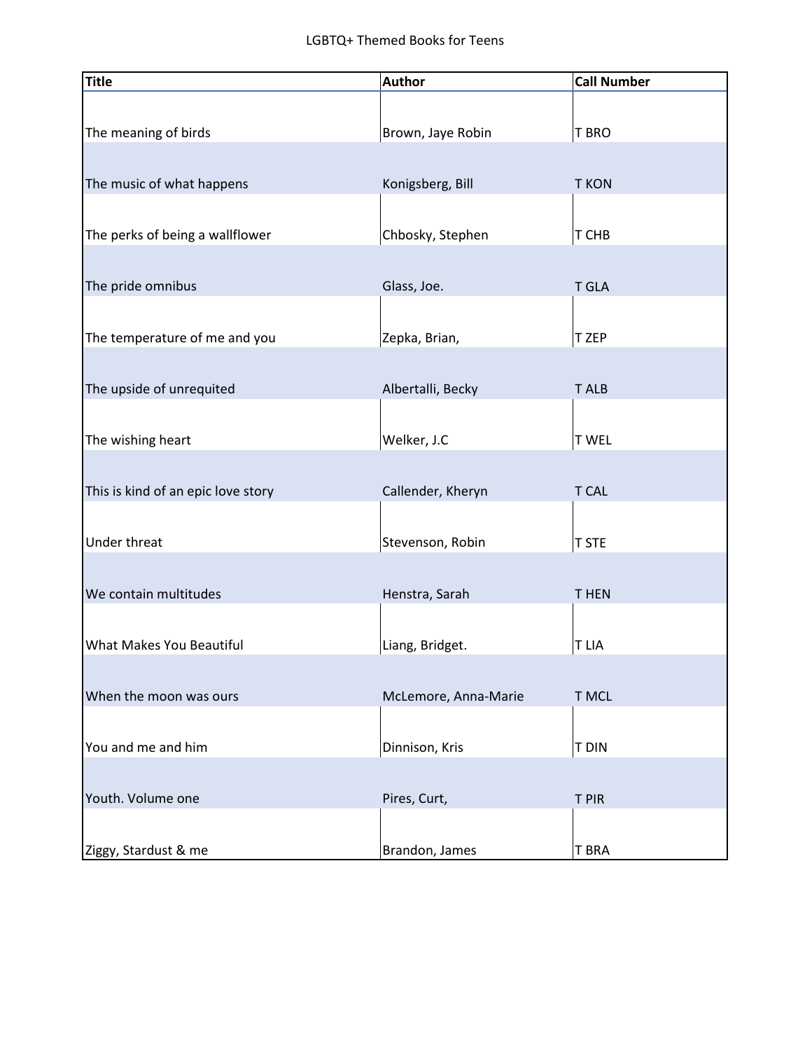LGBTQ+ Themed Books for Teens

| Title | Author | Call Number |
|---|---|---|
| The meaning of birds | Brown, Jaye Robin | T BRO |
| The music of what happens | Konigsberg, Bill | T KON |
| The perks of being a wallflower | Chbosky, Stephen | T CHB |
| The pride omnibus | Glass, Joe. | T GLA |
| The temperature of me and you | Zepka, Brian, | T ZEP |
| The upside of unrequited | Albertalli, Becky | T ALB |
| The wishing heart | Welker, J.C | T WEL |
| This is kind of an epic love story | Callender, Kheryn | T CAL |
| Under threat | Stevenson, Robin | T STE |
| We contain multitudes | Henstra, Sarah | T HEN |
| What Makes You Beautiful | Liang, Bridget. | T LIA |
| When the moon was ours | McLemore, Anna-Marie | T MCL |
| You and me and him | Dinnison, Kris | T DIN |
| Youth. Volume one | Pires, Curt, | T PIR |
| Ziggy, Stardust & me | Brandon, James | T BRA |